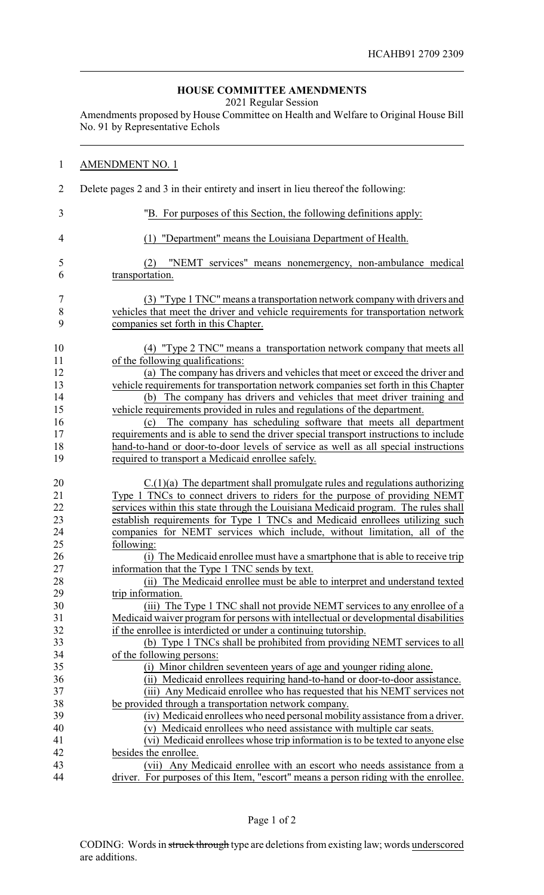HCAHB91 2709 2309

## HOUSE COMMITTEE AMENDMENTS

2021 Regular Session

Amendments proposed by House Committee on Health and Welfare to Original House Bill No. 91 by Representative Echols

AMENDMENT NO. 1

Delete pages 2 and 3 in their entirety and insert in lieu thereof the following:

"B. For purposes of this Section, the following definitions apply:

(1) "Department" means the Louisiana Department of Health.

(2) "NEMT services" means nonemergency, non-ambulance medical transportation.

(3) "Type 1 TNC" means a transportation network company with drivers and vehicles that meet the driver and vehicle requirements for transportation network companies set forth in this Chapter.

(4) "Type 2 TNC" means a transportation network company that meets all of the following qualifications:

(a) The company has drivers and vehicles that meet or exceed the driver and vehicle requirements for transportation network companies set forth in this Chapter

(b) The company has drivers and vehicles that meet driver training and vehicle requirements provided in rules and regulations of the department.

(c) The company has scheduling software that meets all department requirements and is able to send the driver special transport instructions to include hand-to-hand or door-to-door levels of service as well as all special instructions required to transport a Medicaid enrollee safely.

C.(1)(a) The department shall promulgate rules and regulations authorizing Type 1 TNCs to connect drivers to riders for the purpose of providing NEMT services within this state through the Louisiana Medicaid program. The rules shall establish requirements for Type 1 TNCs and Medicaid enrollees utilizing such companies for NEMT services which include, without limitation, all of the following:

(i) The Medicaid enrollee must have a smartphone that is able to receive trip information that the Type 1 TNC sends by text.

(ii) The Medicaid enrollee must be able to interpret and understand texted trip information.

(iii) The Type 1 TNC shall not provide NEMT services to any enrollee of a Medicaid waiver program for persons with intellectual or developmental disabilities if the enrollee is interdicted or under a continuing tutorship.

(b) Type 1 TNCs shall be prohibited from providing NEMT services to all of the following persons:

(i) Minor children seventeen years of age and younger riding alone.

(ii) Medicaid enrollees requiring hand-to-hand or door-to-door assistance.

(iii) Any Medicaid enrollee who has requested that his NEMT services not be provided through a transportation network company.

(iv) Medicaid enrollees who need personal mobility assistance from a driver.

(v) Medicaid enrollees who need assistance with multiple car seats.

(vi) Medicaid enrollees whose trip information is to be texted to anyone else besides the enrollee.

(vii) Any Medicaid enrollee with an escort who needs assistance from a driver. For purposes of this Item, "escort" means a person riding with the enrollee.

CODING: Words in ~~struck through~~ type are deletions from existing law; words underscored are additions.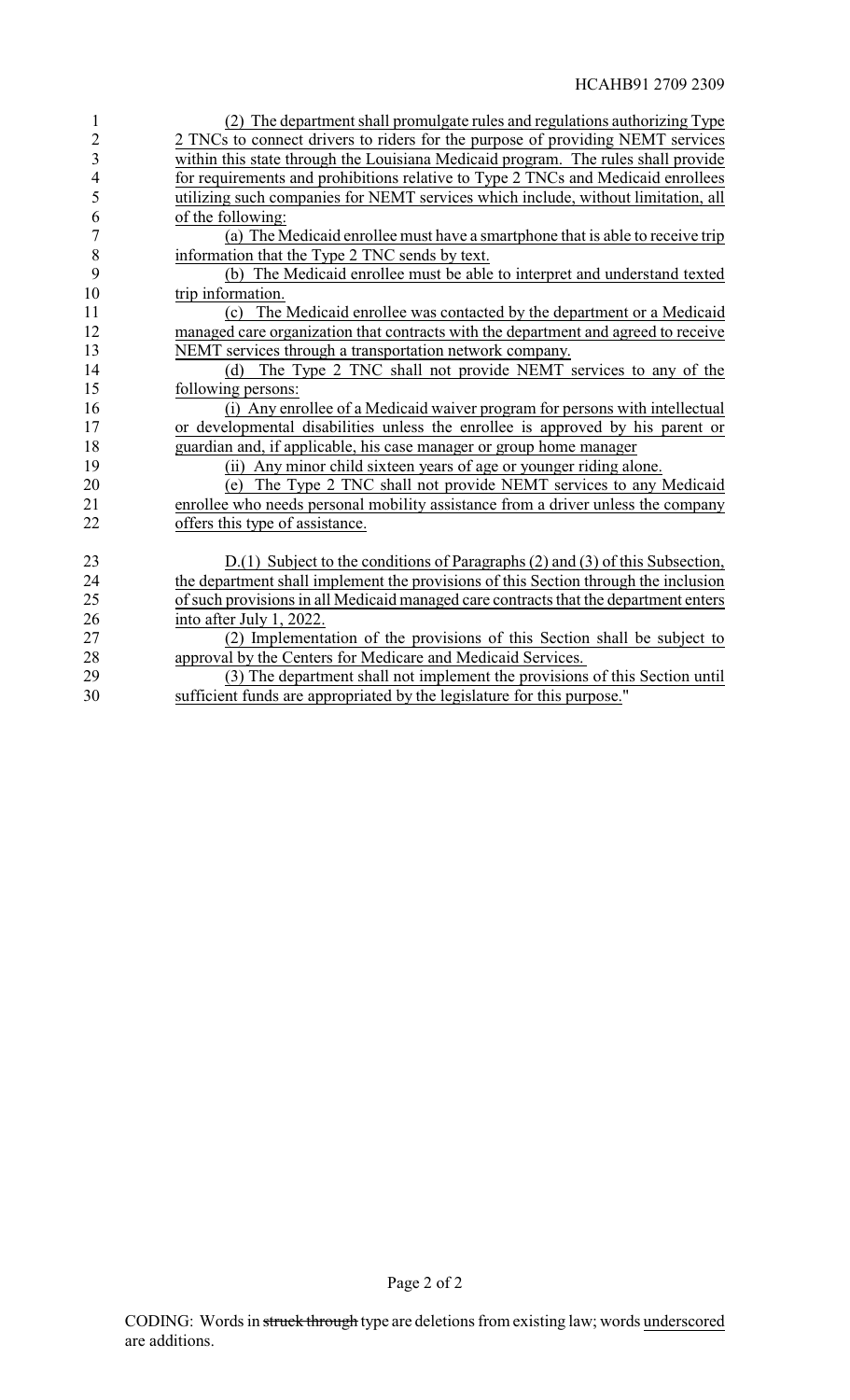(2) The department shall promulgate rules and regulations authorizing Type 2 TNCs to connect drivers to riders for the purpose of providing NEMT services within this state through the Louisiana Medicaid program. The rules shall provide for requirements and prohibitions relative to Type 2 TNCs and Medicaid enrollees utilizing such companies for NEMT services which include, without limitation, all of the following:

(a) The Medicaid enrollee must have a smartphone that is able to receive trip information that the Type 2 TNC sends by text.

(b) The Medicaid enrollee must be able to interpret and understand texted trip information.

(c) The Medicaid enrollee was contacted by the department or a Medicaid managed care organization that contracts with the department and agreed to receive NEMT services through a transportation network company.

(d) The Type 2 TNC shall not provide NEMT services to any of the following persons:

(i) Any enrollee of a Medicaid waiver program for persons with intellectual or developmental disabilities unless the enrollee is approved by his parent or guardian and, if applicable, his case manager or group home manager

(ii) Any minor child sixteen years of age or younger riding alone.

(e) The Type 2 TNC shall not provide NEMT services to any Medicaid enrollee who needs personal mobility assistance from a driver unless the company offers this type of assistance.

D.(1) Subject to the conditions of Paragraphs (2) and (3) of this Subsection, the department shall implement the provisions of this Section through the inclusion of such provisions in all Medicaid managed care contracts that the department enters into after July 1, 2022.

(2) Implementation of the provisions of this Section shall be subject to approval by the Centers for Medicare and Medicaid Services.

(3) The department shall not implement the provisions of this Section until sufficient funds are appropriated by the legislature for this purpose."

CODING: Words in struck through type are deletions from existing law; words underscored are additions.